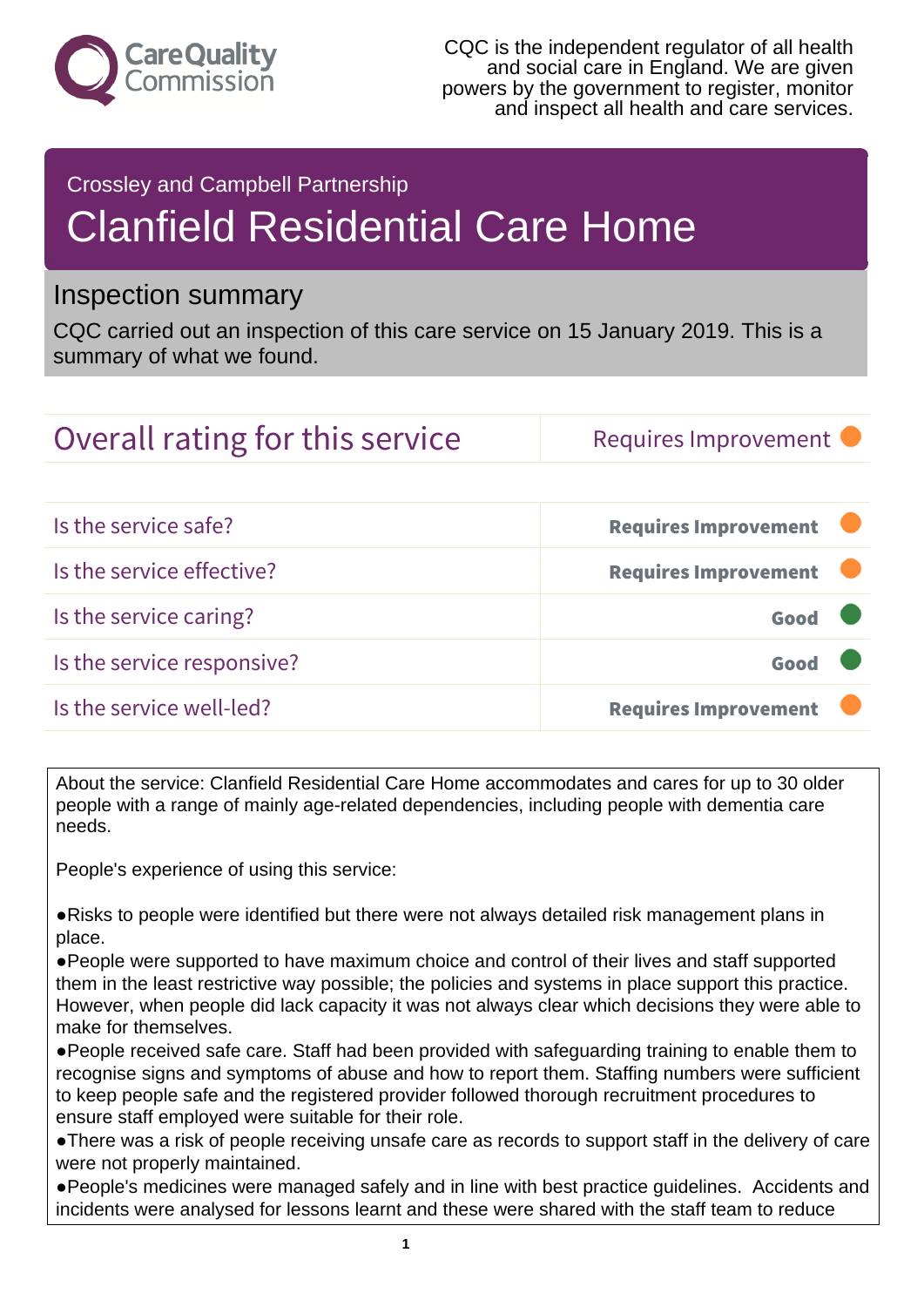Care Quality Commission

CQC is the independent regulator of all health and social care in England. We are given powers by the government to register, monitor and inspect all health and care services.

Crossley and Campbell Partnership

# Clanfield Residential Care Home

## Inspection summary

CQC carried out an inspection of this care service on 15 January 2019. This is a summary of what we found.

| Overall rating for this service | Requires Improvement |
|---|---|

| | |
|---|---|
| Is the service safe? | **Requires Improvement** |
| Is the service effective? | **Requires Improvement** |
| Is the service caring? | **Good** |
| Is the service responsive? | **Good** |
| Is the service well-led? | **Requires Improvement** |

About the service: Clanfield Residential Care Home accommodates and cares for up to 30 older people with a range of mainly age-related dependencies, including people with dementia care needs.

People's experience of using this service:

- Risks to people were identified but there were not always detailed risk management plans in place.
- People were supported to have maximum choice and control of their lives and staff supported them in the least restrictive way possible; the policies and systems in place support this practice. However, when people did lack capacity it was not always clear which decisions they were able to make for themselves.
- People received safe care. Staff had been provided with safeguarding training to enable them to recognise signs and symptoms of abuse and how to report them. Staffing numbers were sufficient to keep people safe and the registered provider followed thorough recruitment procedures to ensure staff employed were suitable for their role.
- There was a risk of people receiving unsafe care as records to support staff in the delivery of care were not properly maintained.
- People's medicines were managed safely and in line with best practice guidelines. Accidents and incidents were analysed for lessons learnt and these were shared with the staff team to reduce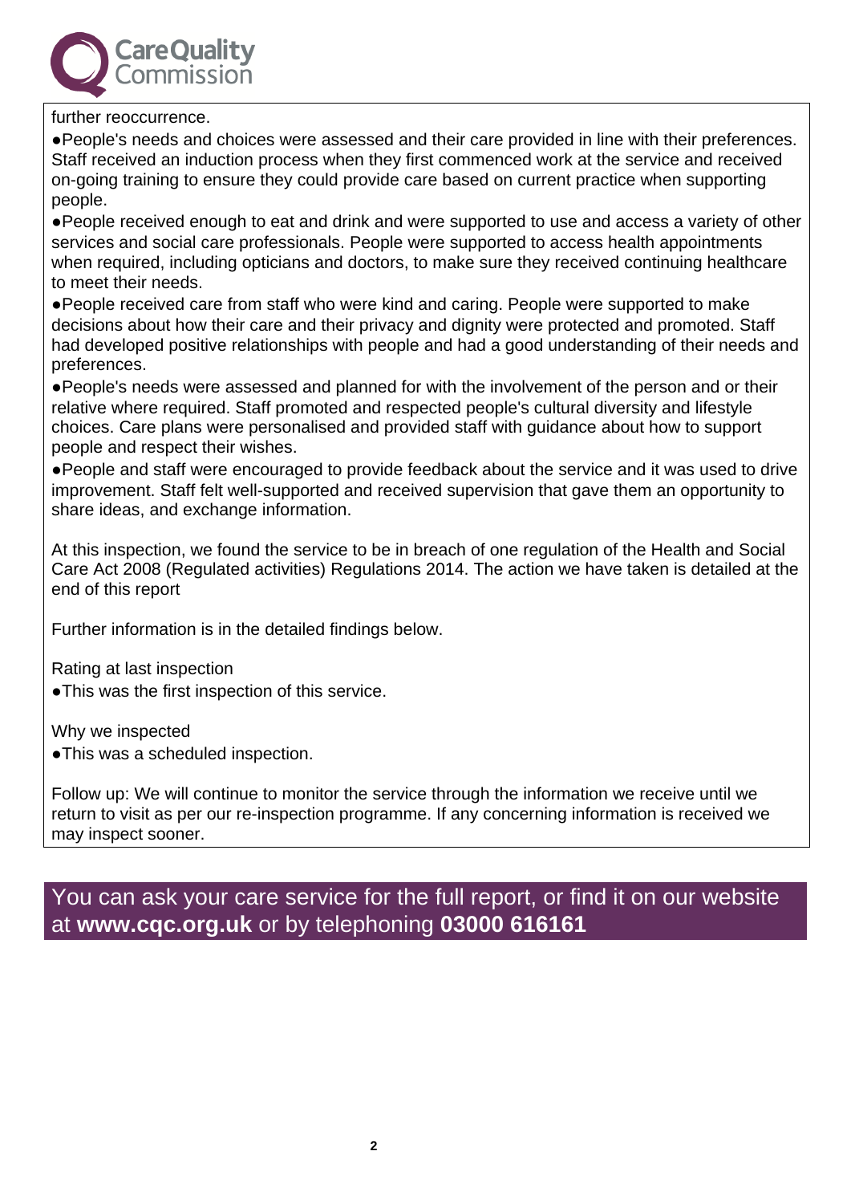further reoccurrence.

- People's needs and choices were assessed and their care provided in line with their preferences. Staff received an induction process when they first commenced work at the service and received on-going training to ensure they could provide care based on current practice when supporting people.
- People received enough to eat and drink and were supported to use and access a variety of other services and social care professionals. People were supported to access health appointments when required, including opticians and doctors, to make sure they received continuing healthcare to meet their needs.
- People received care from staff who were kind and caring. People were supported to make decisions about how their care and their privacy and dignity were protected and promoted. Staff had developed positive relationships with people and had a good understanding of their needs and preferences.
- People's needs were assessed and planned for with the involvement of the person and or their relative where required. Staff promoted and respected people's cultural diversity and lifestyle choices. Care plans were personalised and provided staff with guidance about how to support people and respect their wishes.
- People and staff were encouraged to provide feedback about the service and it was used to drive improvement. Staff felt well-supported and received supervision that gave them an opportunity to share ideas, and exchange information.

At this inspection, we found the service to be in breach of one regulation of the Health and Social Care Act 2008 (Regulated activities) Regulations 2014. The action we have taken is detailed at the end of this report

Further information is in the detailed findings below.

Rating at last inspection

- This was the first inspection of this service.

Why we inspected

- This was a scheduled inspection.

Follow up: We will continue to monitor the service through the information we receive until we return to visit as per our re-inspection programme. If any concerning information is received we may inspect sooner.

You can ask your care service for the full report, or find it on our website at **www.cqc.org.uk** or by telephoning **03000 616161**